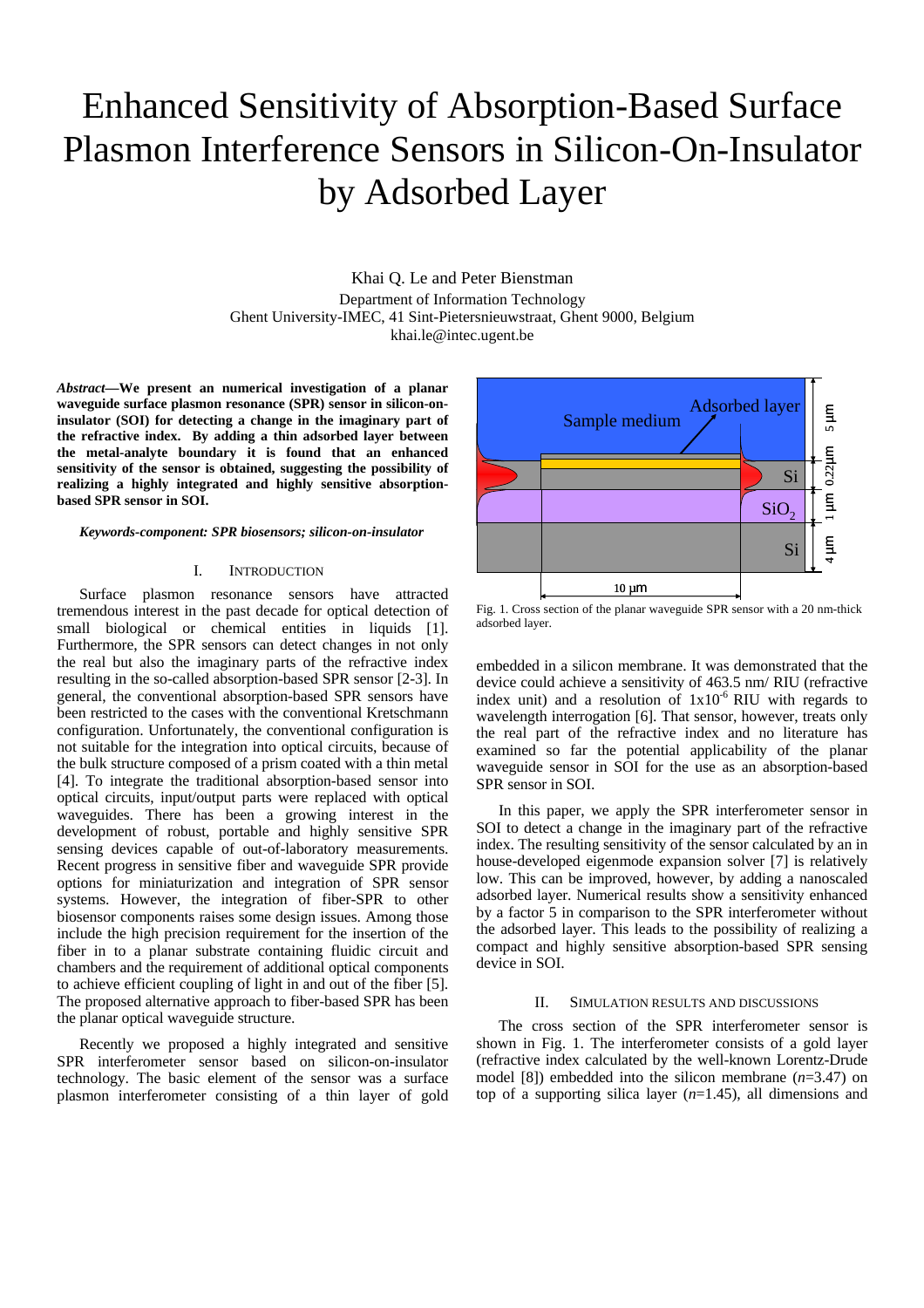# Enhanced Sensitivity of Absorption-Based Surface Plasmon Interference Sensors in Silicon-On-Insulator by Adsorbed Layer

Khai Q. Le and Peter Bienstman

Department of Information Technology

Ghent University-IMEC, 41 Sint-Pietersnieuwstraat, Ghent 9000, Belgium

khai.le@intec.ugent.be

***Abstract*—We present an numerical investigation of a planar waveguide surface plasmon resonance (SPR) sensor in silicon-on-insulator (SOI) for detecting a change in the imaginary part of the refractive index. By adding a thin adsorbed layer between the metal-analyte boundary it is found that an enhanced sensitivity of the sensor is obtained, suggesting the possibility of realizing a highly integrated and highly sensitive absorption-based SPR sensor in SOI.**

***Keywords-component: SPR biosensors; silicon-on-insulator***

## I. Introduction

Surface plasmon resonance sensors have attracted tremendous interest in the past decade for optical detection of small biological or chemical entities in liquids [1]. Furthermore, the SPR sensors can detect changes in not only the real but also the imaginary parts of the refractive index resulting in the so-called absorption-based SPR sensor [2-3]. In general, the conventional absorption-based SPR sensors have been restricted to the cases with the conventional Kretschmann configuration. Unfortunately, the conventional configuration is not suitable for the integration into optical circuits, because of the bulk structure composed of a prism coated with a thin metal [4]. To integrate the traditional absorption-based sensor into optical circuits, input/output parts were replaced with optical waveguides. There has been a growing interest in the development of robust, portable and highly sensitive SPR sensing devices capable of out-of-laboratory measurements. Recent progress in sensitive fiber and waveguide SPR provide options for miniaturization and integration of SPR sensor systems. However, the integration of fiber-SPR to other biosensor components raises some design issues. Among those include the high precision requirement for the insertion of the fiber in to a planar substrate containing fluidic circuit and chambers and the requirement of additional optical components to achieve efficient coupling of light in and out of the fiber [5]. The proposed alternative approach to fiber-based SPR has been the planar optical waveguide structure.

Recently we proposed a highly integrated and sensitive SPR interferometer sensor based on silicon-on-insulator technology. The basic element of the sensor was a surface plasmon interferometer consisting of a thin layer of gold embedded in a silicon membrane. It was demonstrated that the device could achieve a sensitivity of 463.5 nm/ RIU (refractive index unit) and a resolution of $1x10^{-6}$ RIU with regards to wavelength interrogation [6]. That sensor, however, treats only the real part of the refractive index and no literature has examined so far the potential applicability of the planar waveguide sensor in SOI for the use as an absorption-based SPR sensor in SOI.

In this paper, we apply the SPR interferometer sensor in SOI to detect a change in the imaginary part of the refractive index. The resulting sensitivity of the sensor calculated by an in house-developed eigenmode expansion solver [7] is relatively low. This can be improved, however, by adding a nanoscaled adsorbed layer. Numerical results show a sensitivity enhanced by a factor 5 in comparison to the SPR interferometer without the adsorbed layer. This leads to the possibility of realizing a compact and highly sensitive absorption-based SPR sensing device in SOI.

Fig. 1. Cross section of the planar waveguide SPR sensor with a 20 nm-thick adsorbed layer.

## II. Simulation Results and Discussions

The cross section of the SPR interferometer sensor is shown in Fig. 1. The interferometer consists of a gold layer (refractive index calculated by the well-known Lorentz-Drude model [8]) embedded into the silicon membrane ($n$=3.47) on top of a supporting silica layer ($n$=1.45), all dimensions and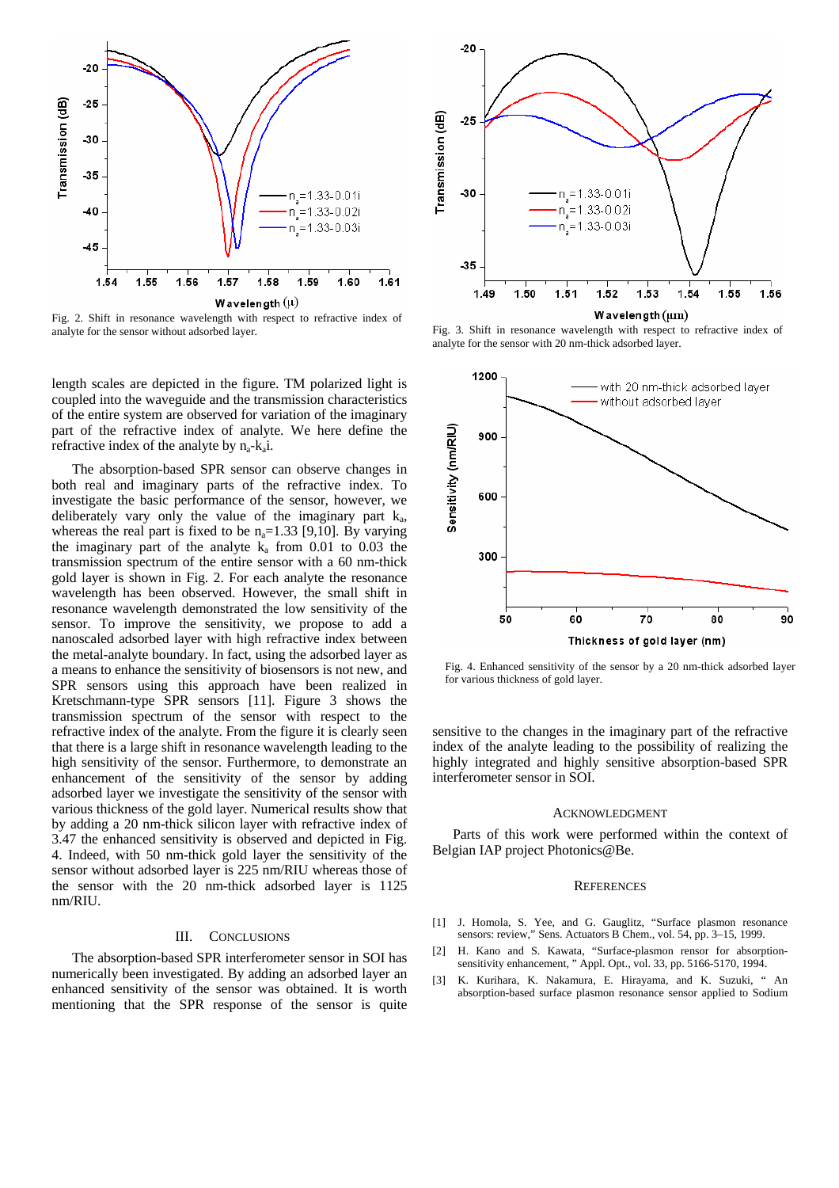Fig. 2. Shift in resonance wavelength with respect to refractive index of analyte for the sensor without adsorbed layer.

Fig. 3. Shift in resonance wavelength with respect to refractive index of analyte for the sensor with 20 nm-thick adsorbed layer.

length scales are depicted in the figure. TM polarized light is coupled into the waveguide and the transmission characteristics of the entire system are observed for variation of the imaginary part of the refractive index of analyte. We here define the refractive index of the analyte by $n_a$-$k_a$i.

The absorption-based SPR sensor can observe changes in both real and imaginary parts of the refractive index. To investigate the basic performance of the sensor, however, we deliberately vary only the value of the imaginary part $k_a$, whereas the real part is fixed to be $n_a$=1.33 [9,10]. By varying the imaginary part of the analyte $k_a$ from 0.01 to 0.03 the transmission spectrum of the entire sensor with a 60 nm-thick gold layer is shown in Fig. 2. For each analyte the resonance wavelength has been observed. However, the small shift in resonance wavelength demonstrated the low sensitivity of the sensor. To improve the sensitivity, we propose to add a nanoscaled adsorbed layer with high refractive index between the metal-analyte boundary. In fact, using the adsorbed layer as a means to enhance the sensitivity of biosensors is not new, and SPR sensors using this approach have been realized in Kretschmann-type SPR sensors [11]. Figure 3 shows the transmission spectrum of the sensor with respect to the refractive index of the analyte. From the figure it is clearly seen that there is a large shift in resonance wavelength leading to the high sensitivity of the sensor. Furthermore, to demonstrate an enhancement of the sensitivity of the sensor by adding adsorbed layer we investigate the sensitivity of the sensor with various thickness of the gold layer. Numerical results show that by adding a 20 nm-thick silicon layer with refractive index of 3.47 the enhanced sensitivity is observed and depicted in Fig. 4. Indeed, with 50 nm-thick gold layer the sensitivity of the sensor without adsorbed layer is 225 nm/RIU whereas those of the sensor with the 20 nm-thick adsorbed layer is 1125 nm/RIU.

## III. Conclusions

The absorption-based SPR interferometer sensor in SOI has numerically been investigated. By adding an adsorbed layer an enhanced sensitivity of the sensor was obtained. It is worth mentioning that the SPR response of the sensor is quite sensitive to the changes in the imaginary part of the refractive index of the analyte leading to the possibility of realizing the highly integrated and highly sensitive absorption-based SPR interferometer sensor in SOI.

Fig. 4. Enhanced sensitivity of the sensor by a 20 nm-thick adsorbed layer for various thickness of gold layer.

## Acknowledgment

Parts of this work were performed within the context of Belgian IAP project Photonics@Be.

## References

[1] J. Homola, S. Yee, and G. Gauglitz, "Surface plasmon resonance sensors: review," Sens. Actuators B Chem., vol. 54, pp. 3–15, 1999.

[2] H. Kano and S. Kawata, "Surface-plasmon rensor for absorption-sensitivity enhancement, " Appl. Opt., vol. 33, pp. 5166-5170, 1994.

[3] K. Kurihara, K. Nakamura, E. Hirayama, and K. Suzuki, " An absorption-based surface plasmon resonance sensor applied to Sodium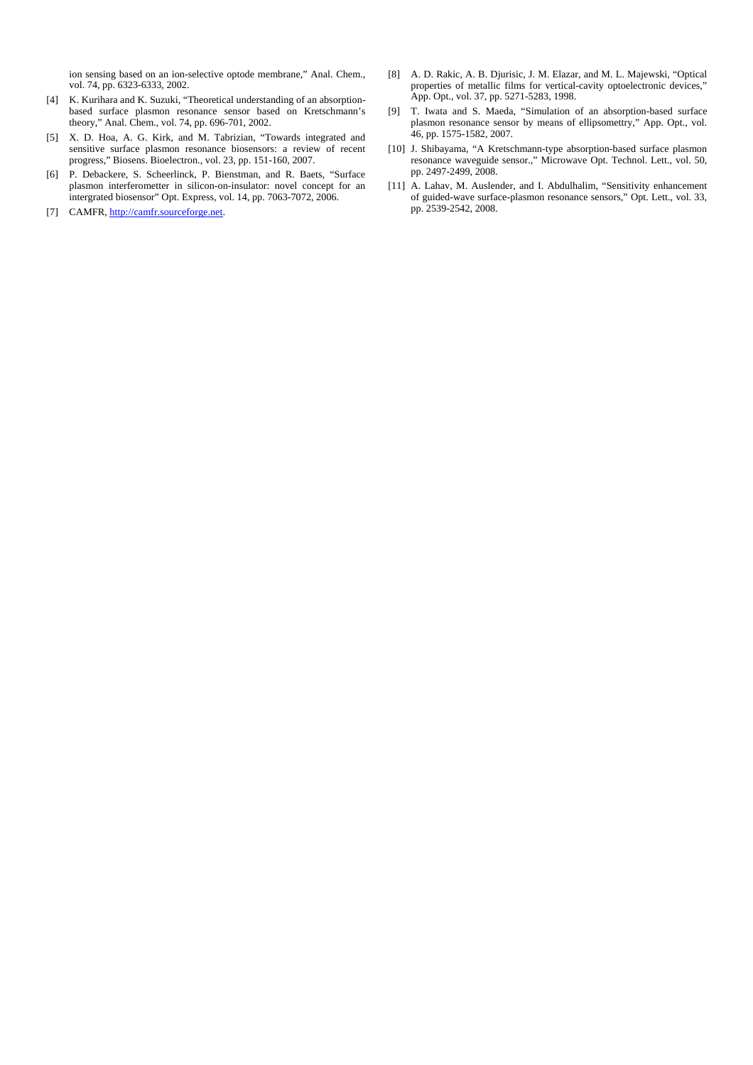ion sensing based on an ion-selective optode membrane," Anal. Chem., vol. 74, pp. 6323-6333, 2002.

[4] K. Kurihara and K. Suzuki, "Theoretical understanding of an absorption-based surface plasmon resonance sensor based on Kretschmann's theory," Anal. Chem., vol. 74, pp. 696-701, 2002.

[5] X. D. Hoa, A. G. Kirk, and M. Tabrizian, "Towards integrated and sensitive surface plasmon resonance biosensors: a review of recent progress," Biosens. Bioelectron., vol. 23, pp. 151-160, 2007.

[6] P. Debackere, S. Scheerlinck, P. Bienstman, and R. Baets, "Surface plasmon interferometter in silicon-on-insulator: novel concept for an intergrated biosensor" Opt. Express, vol. 14, pp. 7063-7072, 2006.

[7] CAMFR, http://camfr.sourceforge.net.

[8] A. D. Rakic, A. B. Djurisic, J. M. Elazar, and M. L. Majewski, "Optical properties of metallic films for vertical-cavity optoelectronic devices," App. Opt., vol. 37, pp. 5271-5283, 1998.

[9] T. Iwata and S. Maeda, "Simulation of an absorption-based surface plasmon resonance sensor by means of ellipsomettry," App. Opt., vol. 46, pp. 1575-1582, 2007.

[10] J. Shibayama, "A Kretschmann-type absorption-based surface plasmon resonance waveguide sensor.," Microwave Opt. Technol. Lett., vol. 50, pp. 2497-2499, 2008.

[11] A. Lahav, M. Auslender, and I. Abdulhalim, "Sensitivity enhancement of guided-wave surface-plasmon resonance sensors," Opt. Lett., vol. 33, pp. 2539-2542, 2008.